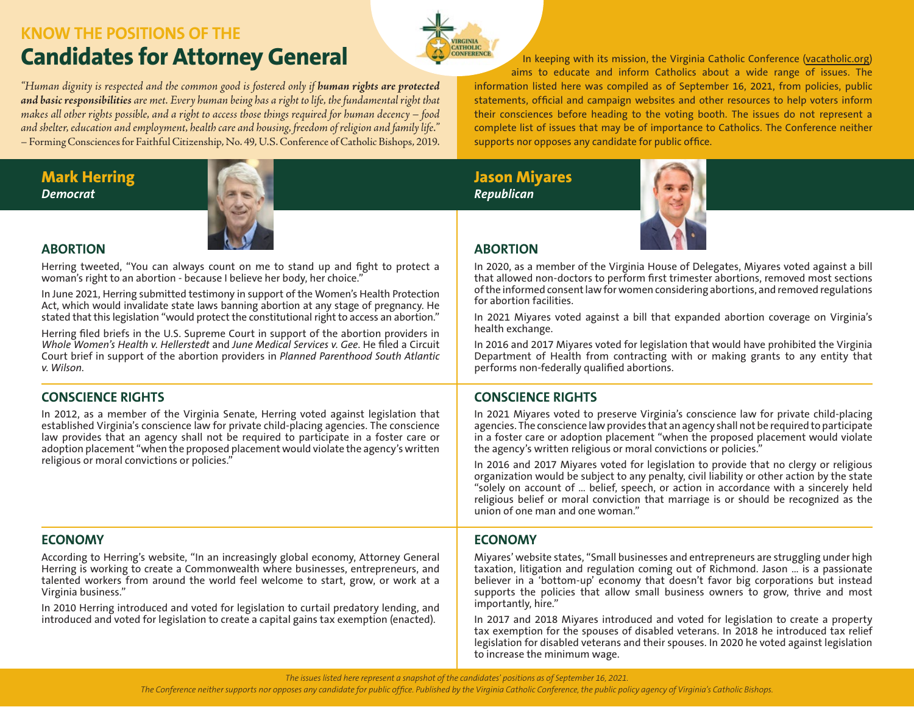## KNOW THE POSITIONS OF THE

# Candidates for Attorney General

*"Human dignity is respected and the common good is fostered only if* ***human rights are protected and basic responsibilities*** *are met. Every human being has a right to life, the fundamental right that makes all other rights possible, and a right to access those things required for human decency – food and shelter, education and employment, health care and housing, freedom of religion and family life."*
– Forming Consciences for Faithful Citizenship, No. 49, U.S. Conference of Catholic Bishops, 2019.

In keeping with its mission, the Virginia Catholic Conference (vacatholic.org) aims to educate and inform Catholics about a wide range of issues. The information listed here was compiled as of September 16, 2021, from policies, public statements, official and campaign websites and other resources to help voters inform their consciences before heading to the voting booth. The issues do not represent a complete list of issues that may be of importance to Catholics. The Conference neither supports nor opposes any candidate for public office.

## Mark Herring
***Democrat***

### ABORTION

Herring tweeted, "You can always count on me to stand up and fight to protect a woman's right to an abortion - because I believe her body, her choice."

In June 2021, Herring submitted testimony in support of the Women's Health Protection Act, which would invalidate state laws banning abortion at any stage of pregnancy. He stated that this legislation "would protect the constitutional right to access an abortion."

Herring filed briefs in the U.S. Supreme Court in support of the abortion providers in *Whole Women's Health v. Hellerstedt* and *June Medical Services v. Gee*. He filed a Circuit Court brief in support of the abortion providers in *Planned Parenthood South Atlantic v. Wilson*.

### CONSCIENCE RIGHTS

In 2012, as a member of the Virginia Senate, Herring voted against legislation that established Virginia's conscience law for private child-placing agencies. The conscience law provides that an agency shall not be required to participate in a foster care or adoption placement "when the proposed placement would violate the agency's written religious or moral convictions or policies."

### ECONOMY

According to Herring's website, "In an increasingly global economy, Attorney General Herring is working to create a Commonwealth where businesses, entrepreneurs, and talented workers from around the world feel welcome to start, grow, or work at a Virginia business."

In 2010 Herring introduced and voted for legislation to curtail predatory lending, and introduced and voted for legislation to create a capital gains tax exemption (enacted).

## Jason Miyares
***Republican***

### ABORTION

In 2020, as a member of the Virginia House of Delegates, Miyares voted against a bill that allowed non-doctors to perform first trimester abortions, removed most sections of the informed consent law for women considering abortions, and removed regulations for abortion facilities.

In 2021 Miyares voted against a bill that expanded abortion coverage on Virginia's health exchange.

In 2016 and 2017 Miyares voted for legislation that would have prohibited the Virginia Department of Health from contracting with or making grants to any entity that performs non-federally qualified abortions.

### CONSCIENCE RIGHTS

In 2021 Miyares voted to preserve Virginia's conscience law for private child-placing agencies. The conscience law provides that an agency shall not be required to participate in a foster care or adoption placement "when the proposed placement would violate the agency's written religious or moral convictions or policies."

In 2016 and 2017 Miyares voted for legislation to provide that no clergy or religious organization would be subject to any penalty, civil liability or other action by the state "solely on account of ... belief, speech, or action in accordance with a sincerely held religious belief or moral conviction that marriage is or should be recognized as the union of one man and one woman."

### ECONOMY

Miyares' website states, "Small businesses and entrepreneurs are struggling under high taxation, litigation and regulation coming out of Richmond. Jason ... is a passionate believer in a 'bottom-up' economy that doesn't favor big corporations but instead supports the policies that allow small business owners to grow, thrive and most importantly, hire."

In 2017 and 2018 Miyares introduced and voted for legislation to create a property tax exemption for the spouses of disabled veterans. In 2018 he introduced tax relief legislation for disabled veterans and their spouses. In 2020 he voted against legislation to increase the minimum wage.

*The issues listed here represent a snapshot of the candidates' positions as of September 16, 2021.*

*The Conference neither supports nor opposes any candidate for public office. Published by the Virginia Catholic Conference, the public policy agency of Virginia's Catholic Bishops.*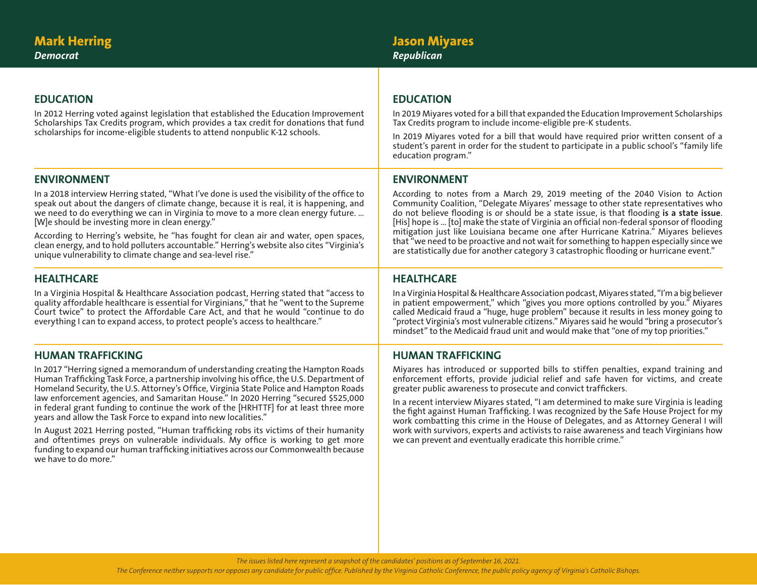## Mark Herring

*Democrat*

### EDUCATION

In 2012 Herring voted against legislation that established the Education Improvement Scholarships Tax Credits program, which provides a tax credit for donations that fund scholarships for income-eligible students to attend nonpublic K-12 schools.

### ENVIRONMENT

In a 2018 interview Herring stated, "What I've done is used the visibility of the office to speak out about the dangers of climate change, because it is real, it is happening, and we need to do everything we can in Virginia to move to a more clean energy future. ... [W]e should be investing more in clean energy."

According to Herring's website, he "has fought for clean air and water, open spaces, clean energy, and to hold polluters accountable." Herring's website also cites "Virginia's unique vulnerability to climate change and sea-level rise."

### HEALTHCARE

In a Virginia Hospital & Healthcare Association podcast, Herring stated that "access to quality affordable healthcare is essential for Virginians," that he "went to the Supreme Court twice" to protect the Affordable Care Act, and that he would "continue to do everything I can to expand access, to protect people's access to healthcare."

### HUMAN TRAFFICKING

In 2017 "Herring signed a memorandum of understanding creating the Hampton Roads Human Trafficking Task Force, a partnership involving his office, the U.S. Department of Homeland Security, the U.S. Attorney's Office, Virginia State Police and Hampton Roads law enforcement agencies, and Samaritan House." In 2020 Herring "secured $525,000 in federal grant funding to continue the work of the [HRHTTF] for at least three more years and allow the Task Force to expand into new localities."

In August 2021 Herring posted, "Human trafficking robs its victims of their humanity and oftentimes preys on vulnerable individuals. My office is working to get more funding to expand our human trafficking initiatives across our Commonwealth because we have to do more."

## Jason Miyares

*Republican*

### EDUCATION

In 2019 Miyares voted for a bill that expanded the Education Improvement Scholarships Tax Credits program to include income-eligible pre-K students.

In 2019 Miyares voted for a bill that would have required prior written consent of a student's parent in order for the student to participate in a public school's "family life education program."

### ENVIRONMENT

According to notes from a March 29, 2019 meeting of the 2040 Vision to Action Community Coalition, "Delegate Miyares' message to other state representatives who do not believe flooding is or should be a state issue, is that flooding **is a state issue**. [His] hope is ... [to] make the state of Virginia an official non-federal sponsor of flooding mitigation just like Louisiana became one after Hurricane Katrina." Miyares believes that "we need to be proactive and not wait for something to happen especially since we are statistically due for another category 3 catastrophic flooding or hurricane event."

### HEALTHCARE

In a Virginia Hospital & Healthcare Association podcast, Miyares stated, "I'm a big believer in patient empowerment," which "gives you more options controlled by you." Miyares called Medicaid fraud a "huge, huge problem" because it results in less money going to "protect Virginia's most vulnerable citizens." Miyares said he would "bring a prosecutor's mindset" to the Medicaid fraud unit and would make that "one of my top priorities."

### HUMAN TRAFFICKING

Miyares has introduced or supported bills to stiffen penalties, expand training and enforcement efforts, provide judicial relief and safe haven for victims, and create greater public awareness to prosecute and convict traffickers.

In a recent interview Miyares stated, "I am determined to make sure Virginia is leading the fight against Human Trafficking. I was recognized by the Safe House Project for my work combatting this crime in the House of Delegates, and as Attorney General I will work with survivors, experts and activists to raise awareness and teach Virginians how we can prevent and eventually eradicate this horrible crime."

*The issues listed here represent a snapshot of the candidates' positions as of September 16, 2021.*

*The Conference neither supports nor opposes any candidate for public office. Published by the Virginia Catholic Conference, the public policy agency of Virginia's Catholic Bishops.*